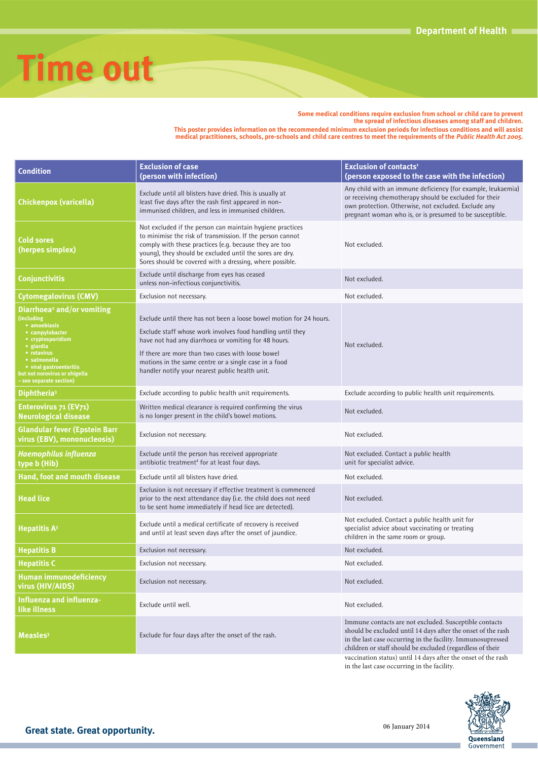Department of Health

# Time out

**Some medical conditions require exclusion from school or child care to prevent the spread of infectious diseases among staff and children.**

**This poster provides information on the recommended minimum exclusion periods for infectious conditions and will assist medical practitioners, schools, pre-schools and child care centres to meet the requirements of the *Public Health Act 2005*.**

| Condition | Exclusion of case (person with infection) | Exclusion of contacts[1] (person exposed to the case with the infection) |
|---|---|---|
| **Chickenpox (varicella)** | Exclude until all blisters have dried. This is usually at least five days after the rash first appeared in non-immunised children, and less in immunised children. | Any child with an immune deficiency (for example, leukaemia) or receiving chemotherapy should be excluded for their own protection. Otherwise, not excluded. Exclude any pregnant woman who is, or is presumed to be susceptible. |
| **Cold sores (herpes simplex)** | Not excluded if the person can maintain hygiene practices to minimise the risk of transmission. If the person cannot comply with these practices (e.g. because they are too young), they should be excluded until the sores are dry. Sores should be covered with a dressing, where possible. | Not excluded. |
| **Conjunctivitis** | Exclude until discharge from eyes has ceased unless non-infectious conjunctivitis. | Not excluded. |
| **Cytomegalovirus (CMV)** | Exclusion not necessary. | Not excluded. |
| **Diarrhoea[2] and/or vomiting** (including • amoebiasis • campylobacter • cryptosporidium • giardia • rotavirus • salmonella • viral gastroenteritis but not norovirus or shigella – see separate section) | Exclude until there has not been a loose bowel motion for 24 hours. Exclude staff whose work involves food handling until they have not had any diarrhoea or vomiting for 48 hours. If there are more than two cases with loose bowel motions in the same centre or a single case in a food handler notify your nearest public health unit. | Not excluded. |
| **Diphtheria[3]** | Exclude according to public health unit requirements. | Exclude according to public health unit requirements. |
| **Enterovirus 71 (EV71) Neurological disease** | Written medical clearance is required confirming the virus is no longer present in the child's bowel motions. | Not excluded. |
| **Glandular fever (Epstein Barr virus (EBV), mononucleosis)** | Exclusion not necessary. | Not excluded. |
| ***Haemophilus influenza* type b (Hib)** | Exclude until the person has received appropriate antibiotic treatment[4] for at least four days. | Not excluded. Contact a public health unit for specialist advice. |
| **Hand, foot and mouth disease** | Exclude until all blisters have dried. | Not excluded. |
| **Head lice** | Exclusion is not necessary if effective treatment is commenced prior to the next attendance day (i.e. the child does not need to be sent home immediately if head lice are detected). | Not excluded. |
| **Hepatitis A[3]** | Exclude until a medical certificate of recovery is received and until at least seven days after the onset of jaundice. | Not excluded. Contact a public health unit for specialist advice about vaccinating or treating children in the same room or group. |
| **Hepatitis B** | Exclusion not necessary. | Not excluded. |
| **Hepatitis C** | Exclusion not necessary. | Not excluded. |
| **Human immunodeficiency virus (HIV/AIDS)** | Exclusion not necessary. | Not excluded. |
| **Influenza and influenza-like illness** | Exclude until well. | Not excluded. |
| **Measles[3]** | Exclude for four days after the onset of the rash. | Immune contacts are not excluded. Susceptible contacts should be excluded until 14 days after the onset of the rash in the last case occurring in the facility. Immunosupressed children or staff should be excluded (regardless of their vaccination status) until 14 days after the onset of the rash in the last case occurring in the facility. |

Great state. Great opportunity.

06 January 2014

Queensland Government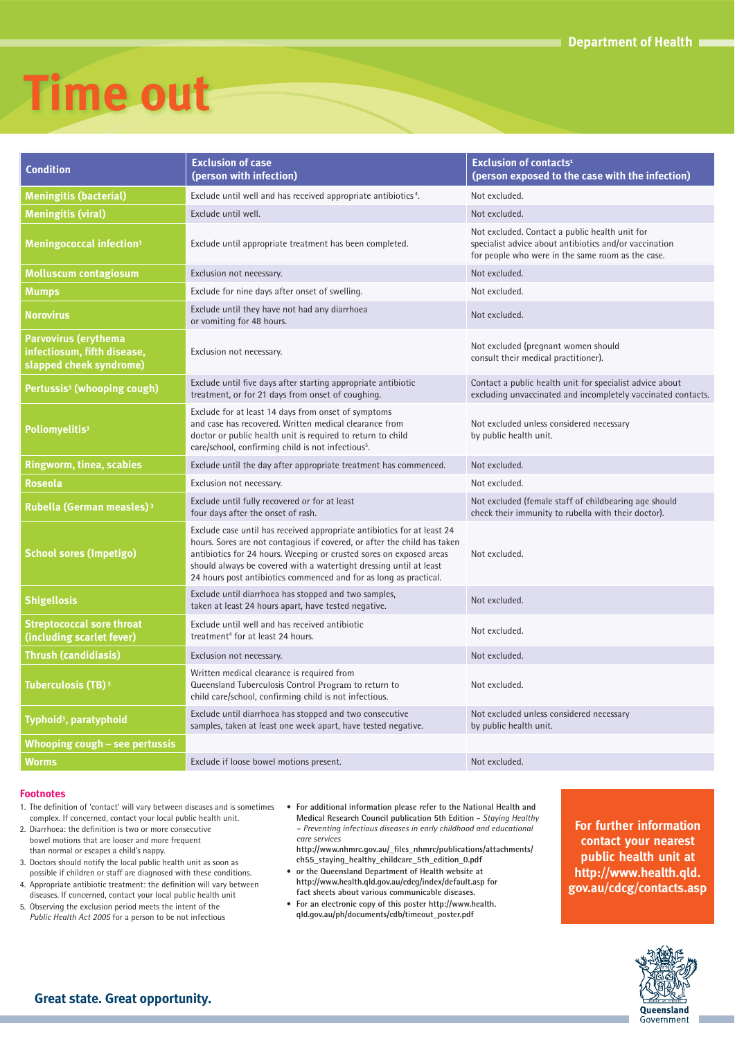# Time out

| Condition | Exclusion of case (person with infection) | Exclusion of contacts[1] (person exposed to the case with the infection) |
|---|---|---|
| Meningitis (bacterial) | Exclude until well and has received appropriate antibiotics[4]. | Not excluded. |
| Meningitis (viral) | Exclude until well. | Not excluded. |
| Meningococcal infection[3] | Exclude until appropriate treatment has been completed. | Not excluded. Contact a public health unit for specialist advice about antibiotics and/or vaccination for people who were in the same room as the case. |
| Molluscum contagiosum | Exclusion not necessary. | Not excluded. |
| Mumps | Exclude for nine days after onset of swelling. | Not excluded. |
| Norovirus | Exclude until they have not had any diarrhoea or vomiting for 48 hours. | Not excluded. |
| Parvovirus (erythema infectiosum, fifth disease, slapped cheek syndrome) | Exclusion not necessary. | Not excluded (pregnant women should consult their medical practitioner). |
| Pertussis[3] (whooping cough) | Exclude until five days after starting appropriate antibiotic treatment, or for 21 days from onset of coughing. | Contact a public health unit for specialist advice about excluding unvaccinated and incompletely vaccinated contacts. |
| Poliomyelitis[3] | Exclude for at least 14 days from onset of symptoms and case has recovered. Written medical clearance from doctor or public health unit is required to return to child care/school, confirming child is not infectious[5]. | Not excluded unless considered necessary by public health unit. |
| Ringworm, tinea, scabies | Exclude until the day after appropriate treatment has commenced. | Not excluded. |
| Roseola | Exclusion not necessary. | Not excluded. |
| Rubella (German measles)[3] | Exclude until fully recovered or for at least four days after the onset of rash. | Not excluded (female staff of childbearing age should check their immunity to rubella with their doctor). |
| School sores (Impetigo) | Exclude case until has received appropriate antibiotics for at least 24 hours. Sores are not contagious if covered, or after the child has taken antibiotics for 24 hours. Weeping or crusted sores on exposed areas should always be covered with a watertight dressing until at least 24 hours post antibiotics commenced and for as long as practical. | Not excluded. |
| Shigellosis | Exclude until diarrhoea has stopped and two samples, taken at least 24 hours apart, have tested negative. | Not excluded. |
| Streptococcal sore throat (including scarlet fever) | Exclude until well and has received antibiotic treatment[4] for at least 24 hours. | Not excluded. |
| Thrush (candidiasis) | Exclusion not necessary. | Not excluded. |
| Tuberculosis (TB)[3] | Written medical clearance is required from Queensland Tuberculosis Control Program to return to child care/school, confirming child is not infectious. | Not excluded. |
| Typhoid[3], paratyphoid | Exclude until diarrhoea has stopped and two consecutive samples, taken at least one week apart, have tested negative. | Not excluded unless considered necessary by public health unit. |
| Whooping cough – see pertussis | | |
| Worms | Exclude if loose bowel motions present. | Not excluded. |

## Footnotes

1. The definition of 'contact' will vary between diseases and is sometimes complex. If concerned, contact your local public health unit.
2. Diarrhoea: the definition is two or more consecutive bowel motions that are looser and more frequent than normal or escapes a child's nappy.
3. Doctors should notify the local public health unit as soon as possible if children or staff are diagnosed with these conditions.
4. Appropriate antibiotic treatment: the definition will vary between diseases. If concerned, contact your local public health unit
5. Observing the exclusion period meets the intent of the *Public Health Act 2005* for a person to be not infectious

- For additional information please refer to the National Health and Medical Research Council publication 5th Edition – *Staying Healthy – Preventing infectious diseases in early childhood and educational care services* http://www.nhmrc.gov.au/_files_nhmrc/publications/attachments/ch55_staying_healthy_childcare_5th_edition_0.pdf
- or the Queensland Department of Health website at http://www.health.qld.gov.au/cdcg/index/default.asp for fact sheets about various communicable diseases.
- For an electronic copy of this poster http://www.health.qld.gov.au/ph/documents/cdb/timeout_poster.pdf

**For further information contact your nearest public health unit at http://www.health.qld.gov.au/cdcg/contacts.asp**

**Great state. Great opportunity.**

Queensland Government